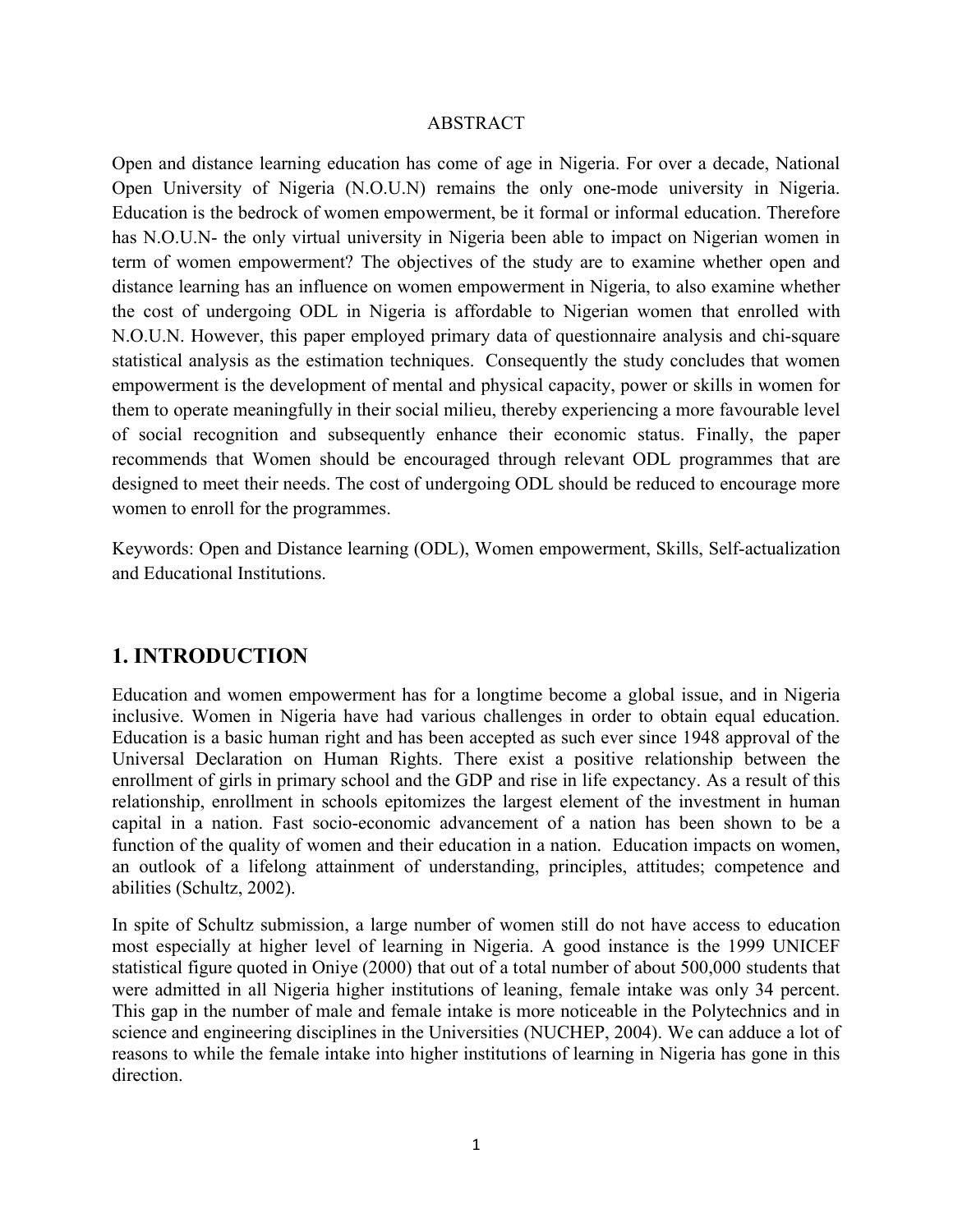## ABSTRACT

Open and distance learning education has come of age in Nigeria. For over a decade, National Open University of Nigeria (N.O.U.N) remains the only one-mode university in Nigeria. Education is the bedrock of women empowerment, be it formal or informal education. Therefore has N.O.U.N- the only virtual university in Nigeria been able to impact on Nigerian women in term of women empowerment? The objectives of the study are to examine whether open and distance learning has an influence on women empowerment in Nigeria, to also examine whether the cost of undergoing ODL in Nigeria is affordable to Nigerian women that enrolled with N.O.U.N. However, this paper employed primary data of questionnaire analysis and chi-square statistical analysis as the estimation techniques. Consequently the study concludes that women empowerment is the development of mental and physical capacity, power or skills in women for them to operate meaningfully in their social milieu, thereby experiencing a more favourable level of social recognition and subsequently enhance their economic status. Finally, the paper recommends that Women should be encouraged through relevant ODL programmes that are designed to meet their needs. The cost of undergoing ODL should be reduced to encourage more women to enroll for the programmes.

Keywords: Open and Distance learning (ODL), Women empowerment, Skills, Self-actualization and Educational Institutions.

## 1. INTRODUCTION

Education and women empowerment has for a longtime become a global issue, and in Nigeria inclusive. Women in Nigeria have had various challenges in order to obtain equal education. Education is a basic human right and has been accepted as such ever since 1948 approval of the Universal Declaration on Human Rights. There exist a positive relationship between the enrollment of girls in primary school and the GDP and rise in life expectancy. As a result of this relationship, enrollment in schools epitomizes the largest element of the investment in human capital in a nation. Fast socio-economic advancement of a nation has been shown to be a function of the quality of women and their education in a nation. Education impacts on women, an outlook of a lifelong attainment of understanding, principles, attitudes; competence and abilities (Schultz, 2002).

In spite of Schultz submission, a large number of women still do not have access to education most especially at higher level of learning in Nigeria. A good instance is the 1999 UNICEF statistical figure quoted in Oniye (2000) that out of a total number of about 500,000 students that were admitted in all Nigeria higher institutions of leaning, female intake was only 34 percent. This gap in the number of male and female intake is more noticeable in the Polytechnics and in science and engineering disciplines in the Universities (NUCHEP, 2004). We can adduce a lot of reasons to while the female intake into higher institutions of learning in Nigeria has gone in this direction.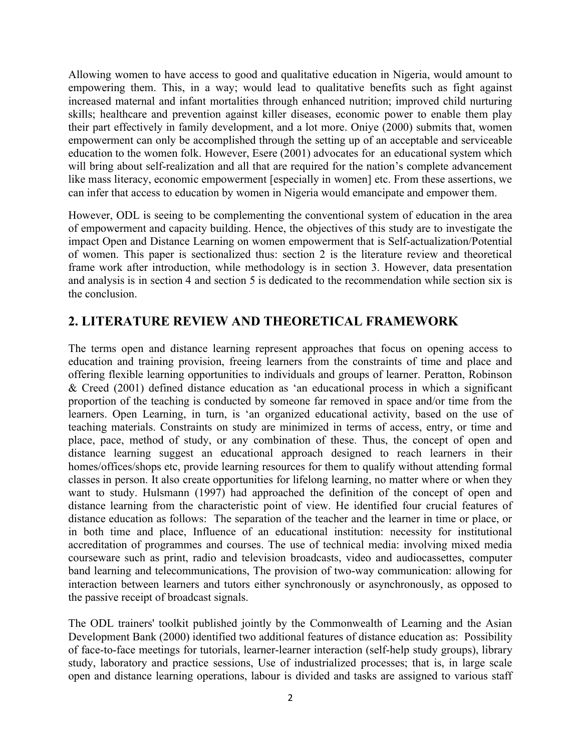Allowing women to have access to good and qualitative education in Nigeria, would amount to empowering them. This, in a way; would lead to qualitative benefits such as fight against increased maternal and infant mortalities through enhanced nutrition; improved child nurturing skills; healthcare and prevention against killer diseases, economic power to enable them play their part effectively in family development, and a lot more. Oniye (2000) submits that, women empowerment can only be accomplished through the setting up of an acceptable and serviceable education to the women folk. However, Esere (2001) advocates for an educational system which will bring about self-realization and all that are required for the nation's complete advancement like mass literacy, economic empowerment [especially in women] etc. From these assertions, we can infer that access to education by women in Nigeria would emancipate and empower them.

However, ODL is seeing to be complementing the conventional system of education in the area of empowerment and capacity building. Hence, the objectives of this study are to investigate the impact Open and Distance Learning on women empowerment that is Self-actualization/Potential of women. This paper is sectionalized thus: section 2 is the literature review and theoretical frame work after introduction, while methodology is in section 3. However, data presentation and analysis is in section 4 and section 5 is dedicated to the recommendation while section six is the conclusion.

## 2. LITERATURE REVIEW AND THEORETICAL FRAMEWORK

The terms open and distance learning represent approaches that focus on opening access to education and training provision, freeing learners from the constraints of time and place and offering flexible learning opportunities to individuals and groups of learner. Peratton, Robinson & Creed (2001) defined distance education as 'an educational process in which a significant proportion of the teaching is conducted by someone far removed in space and/or time from the learners. Open Learning, in turn, is 'an organized educational activity, based on the use of teaching materials. Constraints on study are minimized in terms of access, entry, or time and place, pace, method of study, or any combination of these. Thus, the concept of open and distance learning suggest an educational approach designed to reach learners in their homes/offices/shops etc, provide learning resources for them to qualify without attending formal classes in person. It also create opportunities for lifelong learning, no matter where or when they want to study. Hulsmann (1997) had approached the definition of the concept of open and distance learning from the characteristic point of view. He identified four crucial features of distance education as follows: The separation of the teacher and the learner in time or place, or in both time and place, Influence of an educational institution: necessity for institutional accreditation of programmes and courses. The use of technical media: involving mixed media courseware such as print, radio and television broadcasts, video and audiocassettes, computer band learning and telecommunications, The provision of two-way communication: allowing for interaction between learners and tutors either synchronously or asynchronously, as opposed to the passive receipt of broadcast signals.

The ODL trainers' toolkit published jointly by the Commonwealth of Learning and the Asian Development Bank (2000) identified two additional features of distance education as: Possibility of face-to-face meetings for tutorials, learner-learner interaction (self-help study groups), library study, laboratory and practice sessions, Use of industrialized processes; that is, in large scale open and distance learning operations, labour is divided and tasks are assigned to various staff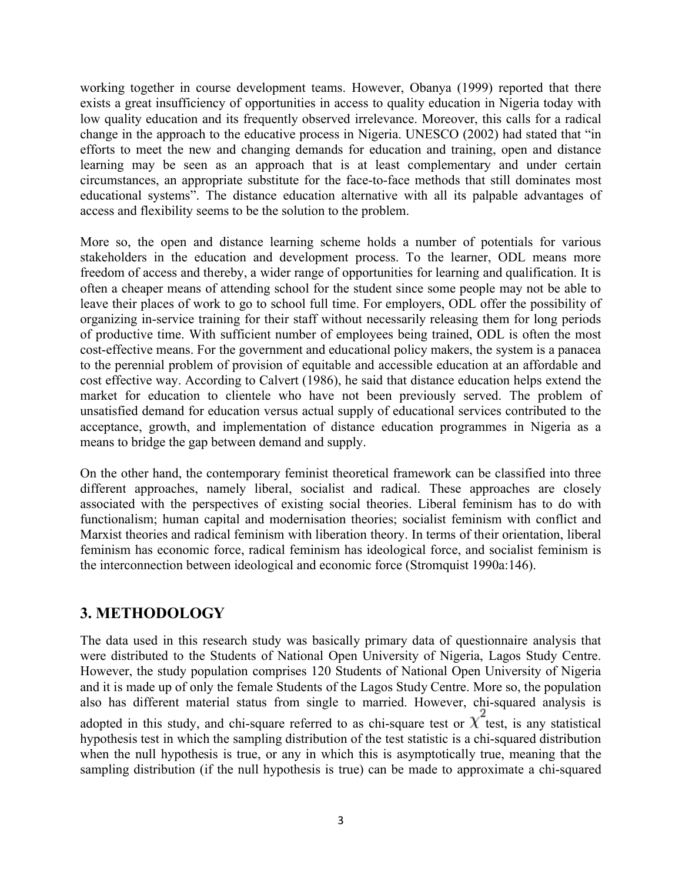working together in course development teams. However, Obanya (1999) reported that there exists a great insufficiency of opportunities in access to quality education in Nigeria today with low quality education and its frequently observed irrelevance. Moreover, this calls for a radical change in the approach to the educative process in Nigeria. UNESCO (2002) had stated that "in efforts to meet the new and changing demands for education and training, open and distance learning may be seen as an approach that is at least complementary and under certain circumstances, an appropriate substitute for the face-to-face methods that still dominates most educational systems". The distance education alternative with all its palpable advantages of access and flexibility seems to be the solution to the problem.

More so, the open and distance learning scheme holds a number of potentials for various stakeholders in the education and development process. To the learner, ODL means more freedom of access and thereby, a wider range of opportunities for learning and qualification. It is often a cheaper means of attending school for the student since some people may not be able to leave their places of work to go to school full time. For employers, ODL offer the possibility of organizing in-service training for their staff without necessarily releasing them for long periods of productive time. With sufficient number of employees being trained, ODL is often the most cost-effective means. For the government and educational policy makers, the system is a panacea to the perennial problem of provision of equitable and accessible education at an affordable and cost effective way. According to Calvert (1986), he said that distance education helps extend the market for education to clientele who have not been previously served. The problem of unsatisfied demand for education versus actual supply of educational services contributed to the acceptance, growth, and implementation of distance education programmes in Nigeria as a means to bridge the gap between demand and supply.

On the other hand, the contemporary feminist theoretical framework can be classified into three different approaches, namely liberal, socialist and radical. These approaches are closely associated with the perspectives of existing social theories. Liberal feminism has to do with functionalism; human capital and modernisation theories; socialist feminism with conflict and Marxist theories and radical feminism with liberation theory. In terms of their orientation, liberal feminism has economic force, radical feminism has ideological force, and socialist feminism is the interconnection between ideological and economic force (Stromquist 1990a:146).

## 3. METHODOLOGY

The data used in this research study was basically primary data of questionnaire analysis that were distributed to the Students of National Open University of Nigeria, Lagos Study Centre. However, the study population comprises 120 Students of National Open University of Nigeria and it is made up of only the female Students of the Lagos Study Centre. More so, the population also has different material status from single to married. However, chi-squared analysis is adopted in this study, and chi-square referred to as chi-square test or $\chi^2$ test, is any statistical hypothesis test in which the sampling distribution of the test statistic is a chi-squared distribution when the null hypothesis is true, or any in which this is asymptotically true, meaning that the sampling distribution (if the null hypothesis is true) can be made to approximate a chi-squared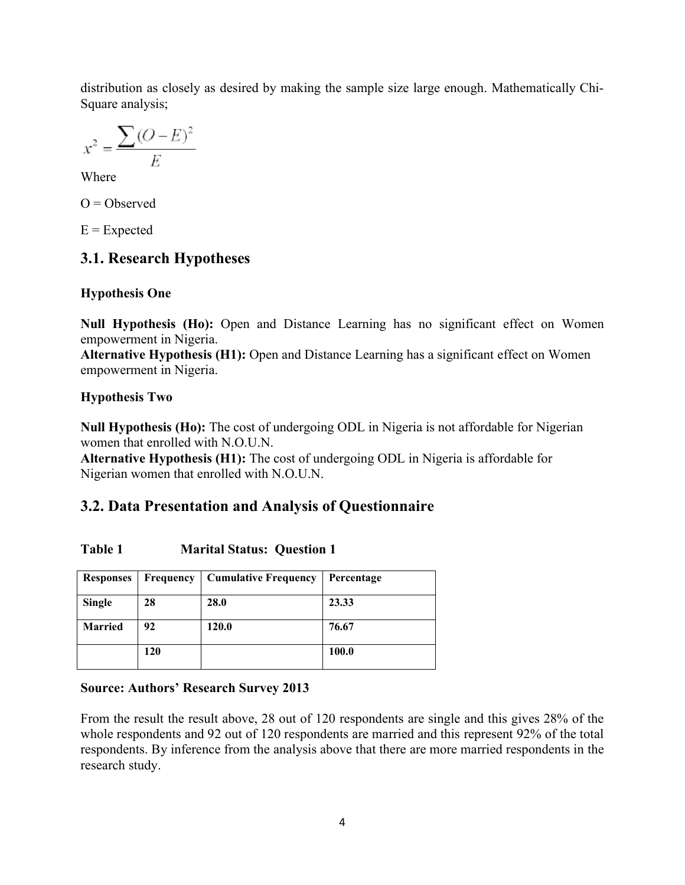distribution as closely as desired by making the sample size large enough. Mathematically Chi-Square analysis;

$$x^2 = \frac{\sum (O-E)^2}{E}$$

Where

O = Observed

E = Expected

## 3.1. Research Hypotheses

**Hypothesis One**

**Null Hypothesis (Ho):** Open and Distance Learning has no significant effect on Women empowerment in Nigeria.
**Alternative Hypothesis (H1):** Open and Distance Learning has a significant effect on Women empowerment in Nigeria.

**Hypothesis Two**

**Null Hypothesis (Ho):** The cost of undergoing ODL in Nigeria is not affordable for Nigerian women that enrolled with N.O.U.N.
**Alternative Hypothesis (H1):** The cost of undergoing ODL in Nigeria is affordable for Nigerian women that enrolled with N.O.U.N.

## 3.2. Data Presentation and Analysis of Questionnaire

**Table 1 Marital Status: Question 1**

| Responses | Frequency | Cumulative Frequency | Percentage |
|---|---|---|---|
| Single | 28 | 28.0 | 23.33 |
| Married | 92 | 120.0 | 76.67 |
| | 120 | | 100.0 |

**Source: Authors' Research Survey 2013**

From the result the result above, 28 out of 120 respondents are single and this gives 28% of the whole respondents and 92 out of 120 respondents are married and this represent 92% of the total respondents. By inference from the analysis above that there are more married respondents in the research study.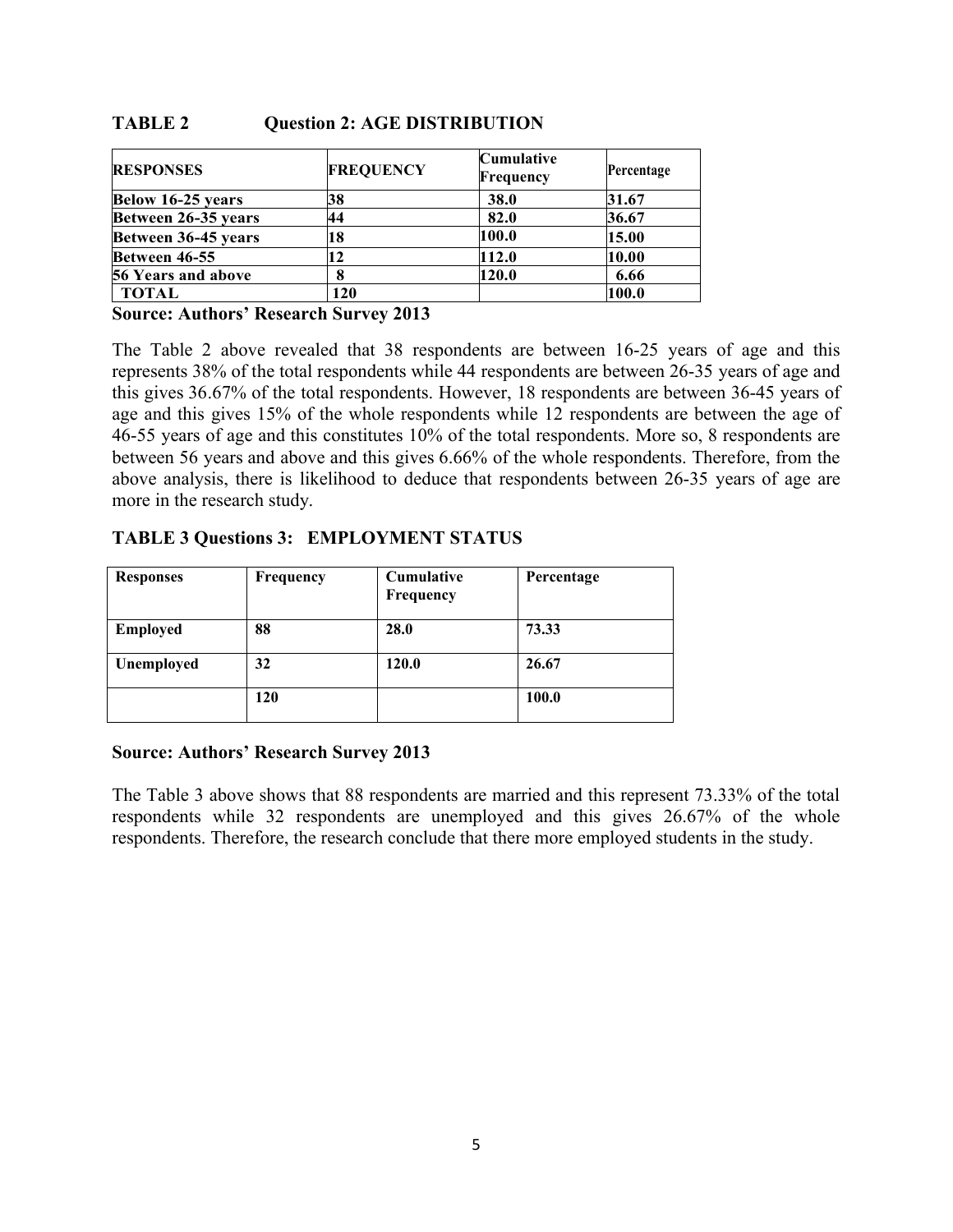**TABLE 2 Question 2: AGE DISTRIBUTION**

| RESPONSES | FREQUENCY | Cumulative Frequency | Percentage |
|---|---|---|---|
| Below 16-25 years | 38 | 38.0 | 31.67 |
| Between 26-35 years | 44 | 82.0 | 36.67 |
| Between 36-45 years | 18 | 100.0 | 15.00 |
| Between 46-55 | 12 | 112.0 | 10.00 |
| 56 Years and above | 8 | 120.0 | 6.66 |
| TOTAL | 120 | | 100.0 |

**Source: Authors' Research Survey 2013**

The Table 2 above revealed that 38 respondents are between 16-25 years of age and this represents 38% of the total respondents while 44 respondents are between 26-35 years of age and this gives 36.67% of the total respondents. However, 18 respondents are between 36-45 years of age and this gives 15% of the whole respondents while 12 respondents are between the age of 46-55 years of age and this constitutes 10% of the total respondents. More so, 8 respondents are between 56 years and above and this gives 6.66% of the whole respondents. Therefore, from the above analysis, there is likelihood to deduce that respondents between 26-35 years of age are more in the research study.

**TABLE 3 Questions 3: EMPLOYMENT STATUS**

| Responses | Frequency | Cumulative Frequency | Percentage |
|---|---|---|---|
| Employed | 88 | 28.0 | 73.33 |
| Unemployed | 32 | 120.0 | 26.67 |
| | 120 | | 100.0 |

**Source: Authors' Research Survey 2013**

The Table 3 above shows that 88 respondents are married and this represent 73.33% of the total respondents while 32 respondents are unemployed and this gives 26.67% of the whole respondents. Therefore, the research conclude that there more employed students in the study.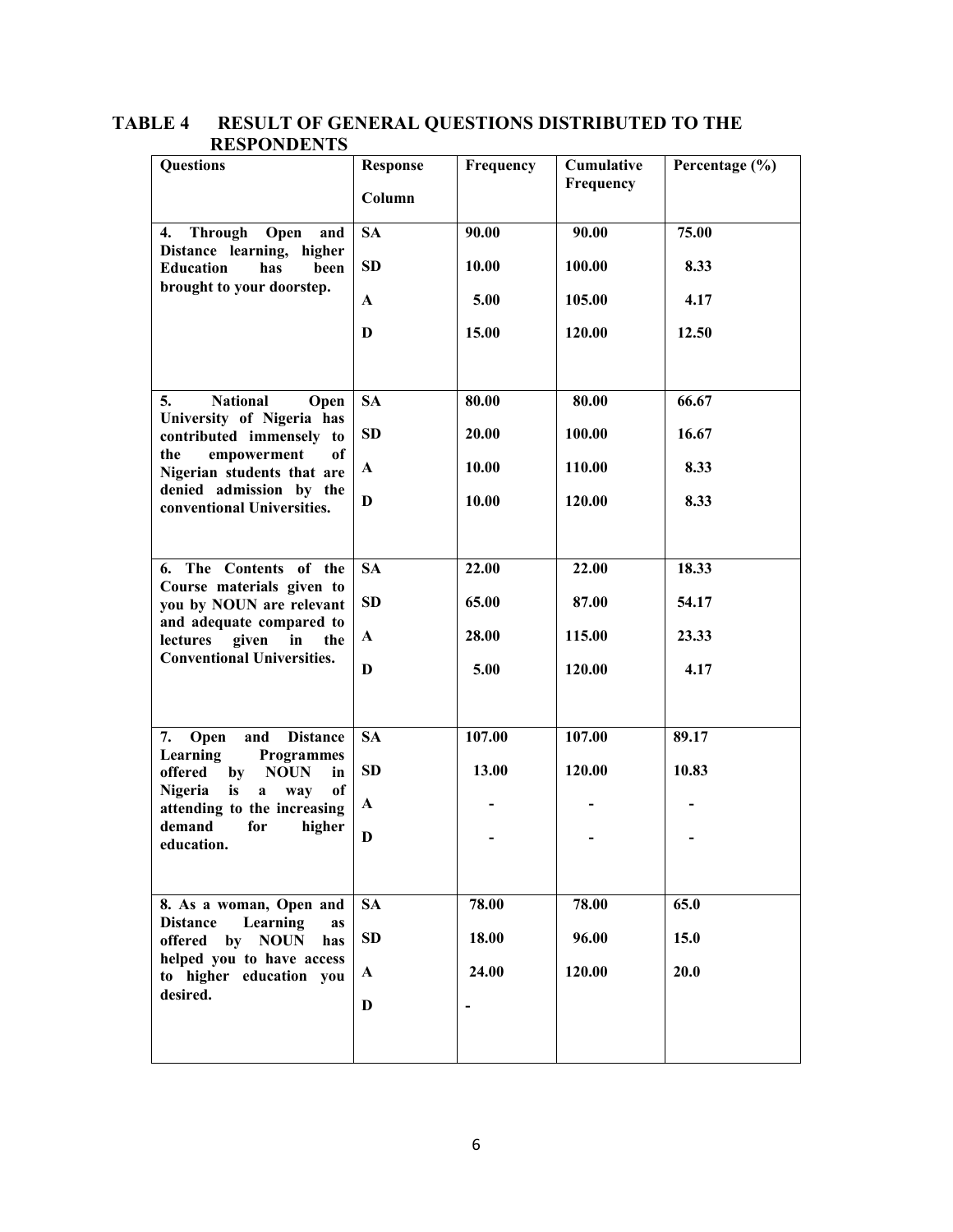## TABLE 4 RESULT OF GENERAL QUESTIONS DISTRIBUTED TO THE RESPONDENTS

| Questions | Response Column | Frequency | Cumulative Frequency | Percentage (%) |
|---|---|---|---|---|
| 4. Through Open and Distance learning, higher Education has been brought to your doorstep. | SA | 90.00 | 90.00 | 75.00 |
| | SD | 10.00 | 100.00 | 8.33 |
| | A | 5.00 | 105.00 | 4.17 |
| | D | 15.00 | 120.00 | 12.50 |
| 5. National Open University of Nigeria has contributed immensely to the empowerment of Nigerian students that are denied admission by the conventional Universities. | SA | 80.00 | 80.00 | 66.67 |
| | SD | 20.00 | 100.00 | 16.67 |
| | A | 10.00 | 110.00 | 8.33 |
| | D | 10.00 | 120.00 | 8.33 |
| 6. The Contents of the Course materials given to you by NOUN are relevant and adequate compared to lectures given in the Conventional Universities. | SA | 22.00 | 22.00 | 18.33 |
| | SD | 65.00 | 87.00 | 54.17 |
| | A | 28.00 | 115.00 | 23.33 |
| | D | 5.00 | 120.00 | 4.17 |
| 7. Open and Distance Learning Programmes offered by NOUN in Nigeria is a way of attending to the increasing demand for higher education. | SA | 107.00 | 107.00 | 89.17 |
| | SD | 13.00 | 120.00 | 10.83 |
| | A | - | - | - |
| | D | - | - | - |
| 8. As a woman, Open and Distance Learning as offered by NOUN has helped you to have access to higher education you desired. | SA | 78.00 | 78.00 | 65.0 |
| | SD | 18.00 | 96.00 | 15.0 |
| | A | 24.00 | 120.00 | 20.0 |
| | D | - | | |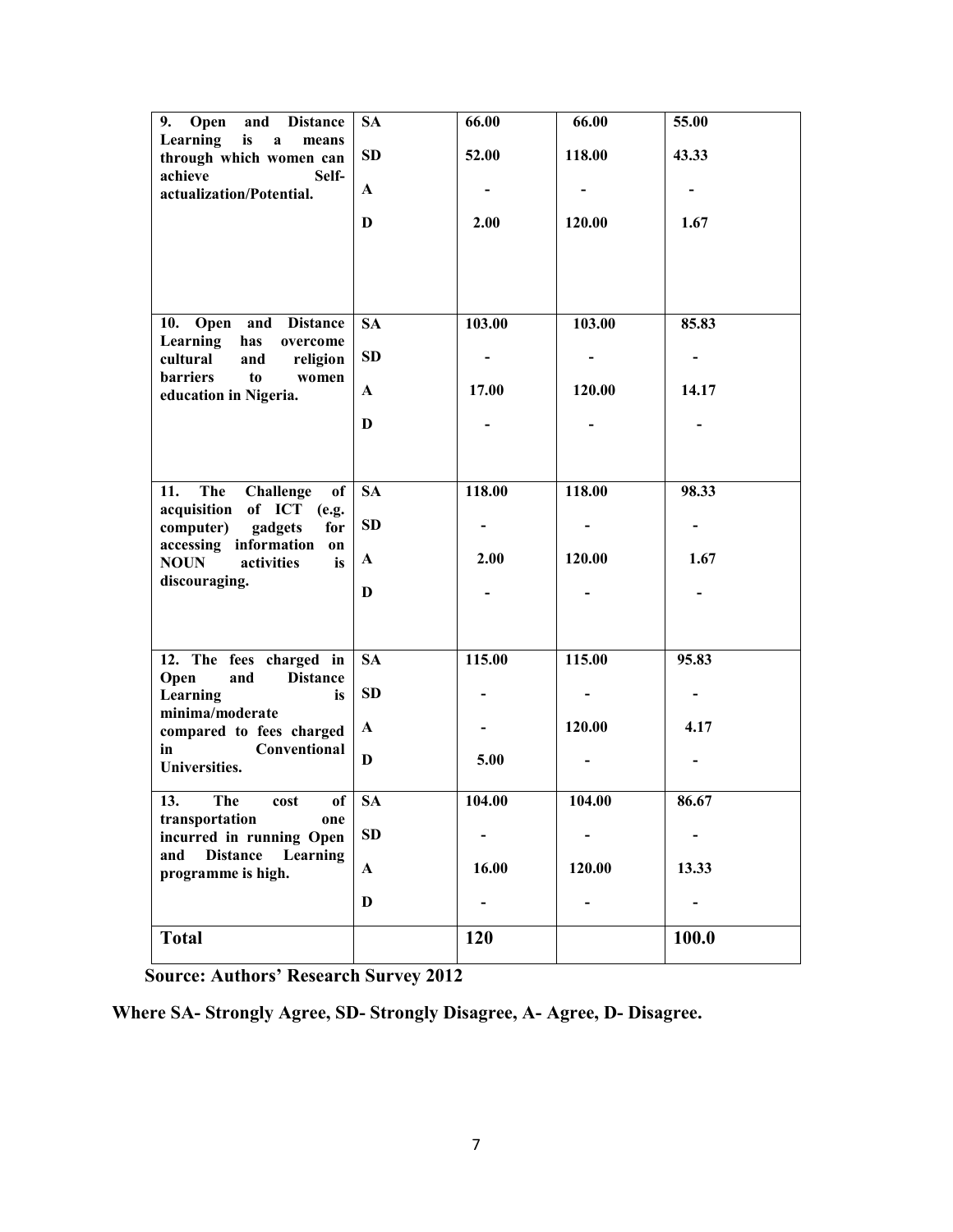| **9. Open and Distance Learning is a means through which women can achieve Self-actualization/Potential.** | **SA** | **66.00** | **66.00** | **55.00** |
|---|---|---|---|---|
| | **SD** | **52.00** | **118.00** | **43.33** |
| | **A** | **-** | **-** | **-** |
| | **D** | **2.00** | **120.00** | **1.67** |
| **10. Open and Distance Learning has overcome cultural and religion barriers to women education in Nigeria.** | **SA** | **103.00** | **103.00** | **85.83** |
| | **SD** | **-** | **-** | **-** |
| | **A** | **17.00** | **120.00** | **14.17** |
| | **D** | **-** | **-** | **-** |
| **11. The Challenge of acquisition of ICT (e.g. computer) gadgets for accessing information on NOUN activities is discouraging.** | **SA** | **118.00** | **118.00** | **98.33** |
| | **SD** | **-** | **-** | **-** |
| | **A** | **2.00** | **120.00** | **1.67** |
| | **D** | **-** | **-** | **-** |
| **12. The fees charged in Open and Distance Learning is minima/moderate compared to fees charged in Conventional Universities.** | **SA** | **115.00** | **115.00** | **95.83** |
| | **SD** | **-** | **-** | **-** |
| | **A** | **-** | **120.00** | **4.17** |
| | **D** | **5.00** | **-** | **-** |
| **13. The cost of transportation one incurred in running Open and Distance Learning programme is high.** | **SA** | **104.00** | **104.00** | **86.67** |
| | **SD** | **-** | **-** | **-** |
| | **A** | **16.00** | **120.00** | **13.33** |
| | **D** | **-** | **-** | **-** |
| **Total** | | **120** | | **100.0** |

**Source: Authors' Research Survey 2012**

**Where SA- Strongly Agree, SD- Strongly Disagree, A- Agree, D- Disagree.**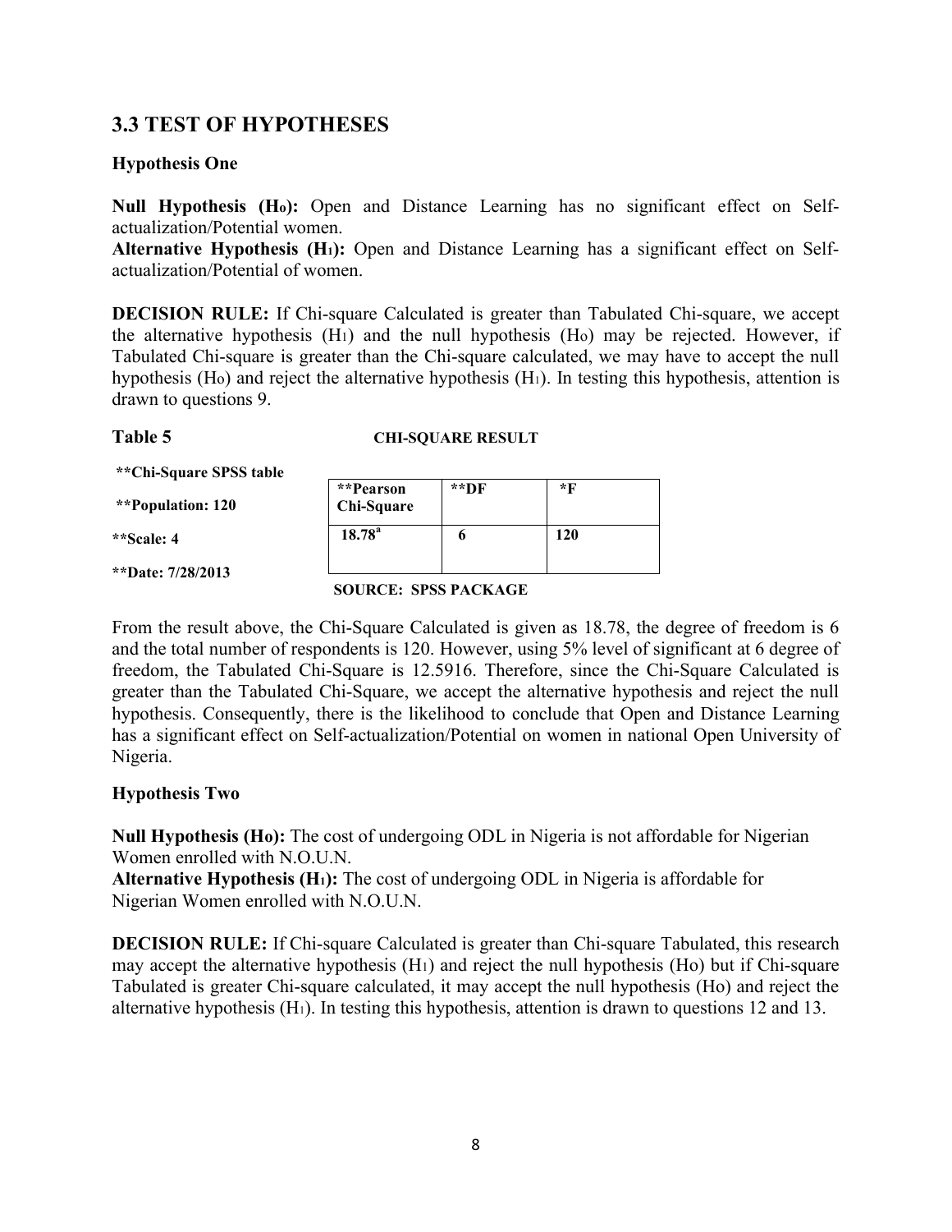## 3.3 TEST OF HYPOTHESES

**Hypothesis One**

**Null Hypothesis ($H_o$):** Open and Distance Learning has no significant effect on Self-actualization/Potential women.

**Alternative Hypothesis ($H_1$):** Open and Distance Learning has a significant effect on Self-actualization/Potential of women.

**DECISION RULE:** If Chi-square Calculated is greater than Tabulated Chi-square, we accept the alternative hypothesis ($H_1$) and the null hypothesis ($H_o$) may be rejected. However, if Tabulated Chi-square is greater than the Chi-square calculated, we may have to accept the null hypothesis ($H_o$) and reject the alternative hypothesis ($H_1$). In testing this hypothesis, attention is drawn to questions 9.

**Table 5** **CHI-SQUARE RESULT**

**Chi-Square SPSS table

**Population: 120

**Scale: 4

**Date: 7/28/2013

| **Pearson Chi-Square | **DF | *F |
|---|---|---|
| 18.78[a] | 6 | 120 |

**SOURCE: SPSS PACKAGE**

From the result above, the Chi-Square Calculated is given as 18.78, the degree of freedom is 6 and the total number of respondents is 120. However, using 5% level of significant at 6 degree of freedom, the Tabulated Chi-Square is 12.5916. Therefore, since the Chi-Square Calculated is greater than the Tabulated Chi-Square, we accept the alternative hypothesis and reject the null hypothesis. Consequently, there is the likelihood to conclude that Open and Distance Learning has a significant effect on Self-actualization/Potential on women in national Open University of Nigeria.

**Hypothesis Two**

**Null Hypothesis (Ho):** The cost of undergoing ODL in Nigeria is not affordable for Nigerian Women enrolled with N.O.U.N.

**Alternative Hypothesis ($H_1$):** The cost of undergoing ODL in Nigeria is affordable for Nigerian Women enrolled with N.O.U.N.

**DECISION RULE:** If Chi-square Calculated is greater than Chi-square Tabulated, this research may accept the alternative hypothesis ($H_1$) and reject the null hypothesis (Ho) but if Chi-square Tabulated is greater Chi-square calculated, it may accept the null hypothesis (Ho) and reject the alternative hypothesis ($H_1$). In testing this hypothesis, attention is drawn to questions 12 and 13.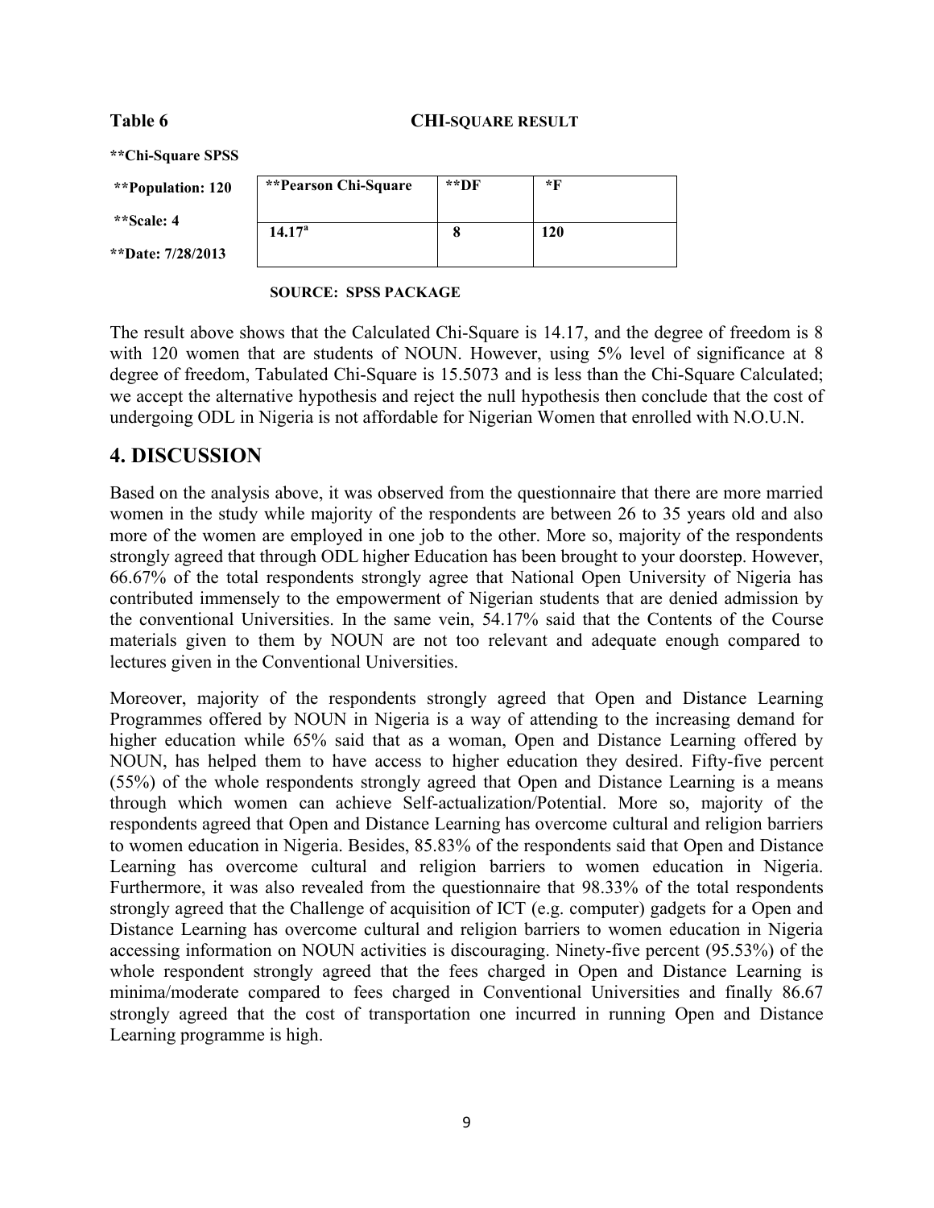**Table 6** **CHI-SQUARE RESULT**

**\*\*Chi-Square SPSS**

**\*\*Population: 120**

**\*\*Scale: 4**

**\*\*Date: 7/28/2013**

| **\*\*Pearson Chi-Square** | **\*\*DF** | **\*F** |
|---|---|---|
| **14.17[a]** | **8** | **120** |

**SOURCE: SPSS PACKAGE**

The result above shows that the Calculated Chi-Square is 14.17, and the degree of freedom is 8 with 120 women that are students of NOUN. However, using 5% level of significance at 8 degree of freedom, Tabulated Chi-Square is 15.5073 and is less than the Chi-Square Calculated; we accept the alternative hypothesis and reject the null hypothesis then conclude that the cost of undergoing ODL in Nigeria is not affordable for Nigerian Women that enrolled with N.O.U.N.

## 4. DISCUSSION

Based on the analysis above, it was observed from the questionnaire that there are more married women in the study while majority of the respondents are between 26 to 35 years old and also more of the women are employed in one job to the other. More so, majority of the respondents strongly agreed that through ODL higher Education has been brought to your doorstep. However, 66.67% of the total respondents strongly agree that National Open University of Nigeria has contributed immensely to the empowerment of Nigerian students that are denied admission by the conventional Universities. In the same vein, 54.17% said that the Contents of the Course materials given to them by NOUN are not too relevant and adequate enough compared to lectures given in the Conventional Universities.

Moreover, majority of the respondents strongly agreed that Open and Distance Learning Programmes offered by NOUN in Nigeria is a way of attending to the increasing demand for higher education while 65% said that as a woman, Open and Distance Learning offered by NOUN, has helped them to have access to higher education they desired. Fifty-five percent (55%) of the whole respondents strongly agreed that Open and Distance Learning is a means through which women can achieve Self-actualization/Potential. More so, majority of the respondents agreed that Open and Distance Learning has overcome cultural and religion barriers to women education in Nigeria. Besides, 85.83% of the respondents said that Open and Distance Learning has overcome cultural and religion barriers to women education in Nigeria. Furthermore, it was also revealed from the questionnaire that 98.33% of the total respondents strongly agreed that the Challenge of acquisition of ICT (e.g. computer) gadgets for a Open and Distance Learning has overcome cultural and religion barriers to women education in Nigeria accessing information on NOUN activities is discouraging. Ninety-five percent (95.53%) of the whole respondent strongly agreed that the fees charged in Open and Distance Learning is minima/moderate compared to fees charged in Conventional Universities and finally 86.67 strongly agreed that the cost of transportation one incurred in running Open and Distance Learning programme is high.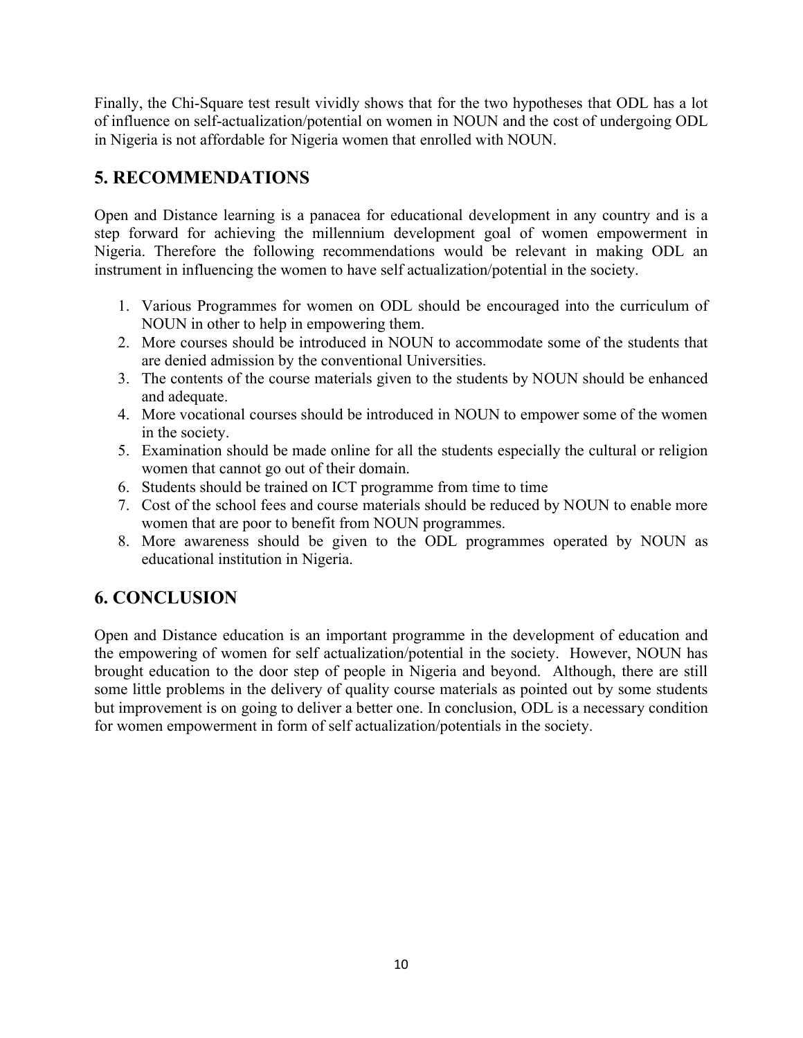Finally, the Chi-Square test result vividly shows that for the two hypotheses that ODL has a lot of influence on self-actualization/potential on women in NOUN and the cost of undergoing ODL in Nigeria is not affordable for Nigeria women that enrolled with NOUN.

## 5. RECOMMENDATIONS

Open and Distance learning is a panacea for educational development in any country and is a step forward for achieving the millennium development goal of women empowerment in Nigeria. Therefore the following recommendations would be relevant in making ODL an instrument in influencing the women to have self actualization/potential in the society.

1. Various Programmes for women on ODL should be encouraged into the curriculum of NOUN in other to help in empowering them.
2. More courses should be introduced in NOUN to accommodate some of the students that are denied admission by the conventional Universities.
3. The contents of the course materials given to the students by NOUN should be enhanced and adequate.
4. More vocational courses should be introduced in NOUN to empower some of the women in the society.
5. Examination should be made online for all the students especially the cultural or religion women that cannot go out of their domain.
6. Students should be trained on ICT programme from time to time
7. Cost of the school fees and course materials should be reduced by NOUN to enable more women that are poor to benefit from NOUN programmes.
8. More awareness should be given to the ODL programmes operated by NOUN as educational institution in Nigeria.

## 6. CONCLUSION

Open and Distance education is an important programme in the development of education and the empowering of women for self actualization/potential in the society. However, NOUN has brought education to the door step of people in Nigeria and beyond. Although, there are still some little problems in the delivery of quality course materials as pointed out by some students but improvement is on going to deliver a better one. In conclusion, ODL is a necessary condition for women empowerment in form of self actualization/potentials in the society.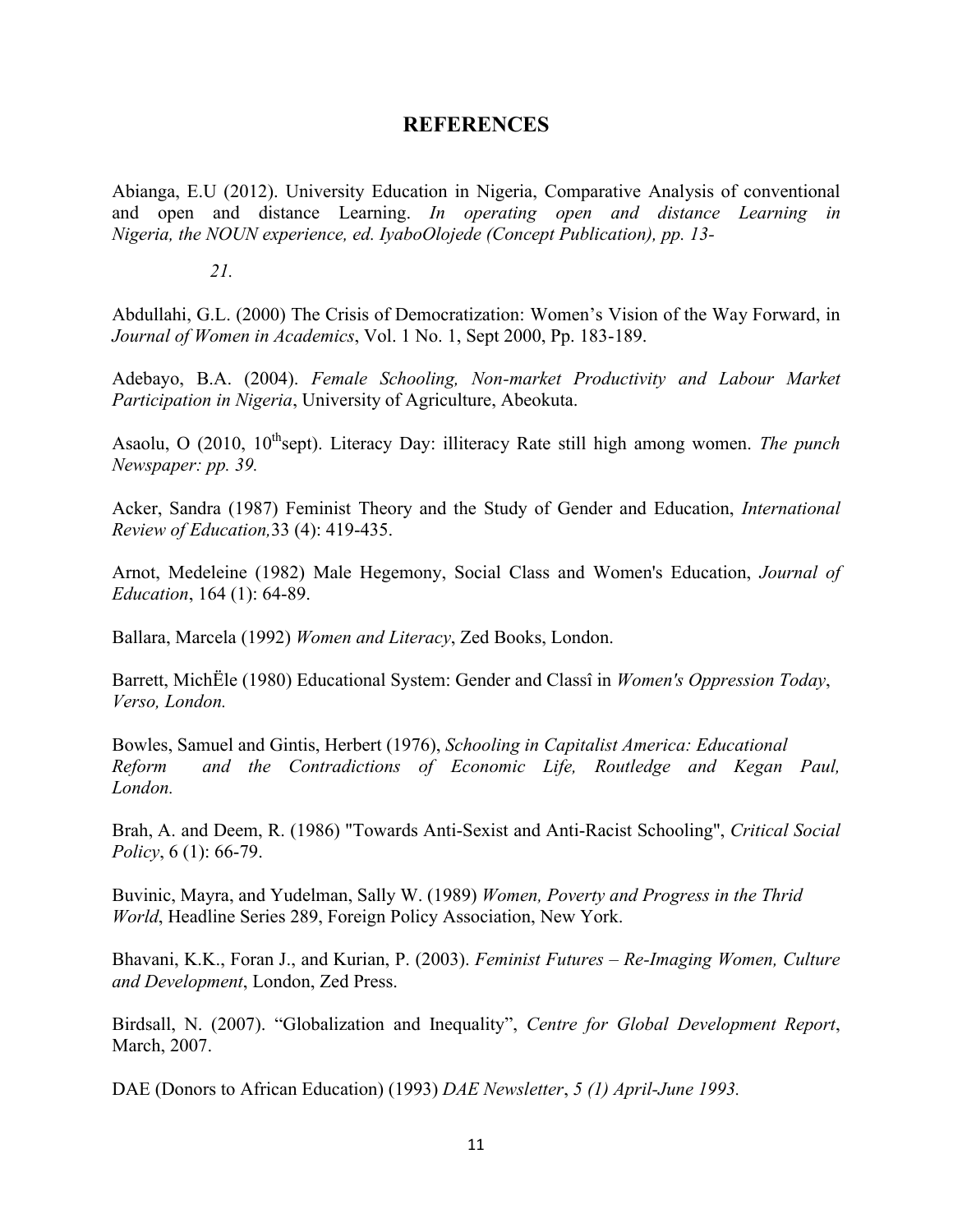## REFERENCES

Abianga, E.U (2012). University Education in Nigeria, Comparative Analysis of conventional and open and distance Learning. *In operating open and distance Learning in Nigeria, the NOUN experience, ed. IyaboOlojede (Concept Publication), pp. 13-*

*21.*

Abdullahi, G.L. (2000) The Crisis of Democratization: Women's Vision of the Way Forward, in *Journal of Women in Academics*, Vol. 1 No. 1, Sept 2000, Pp. 183-189.

Adebayo, B.A. (2004). *Female Schooling, Non-market Productivity and Labour Market Participation in Nigeria*, University of Agriculture, Abeokuta.

Asaolu, O (2010, 10[th]sept). Literacy Day: illiteracy Rate still high among women. *The punch Newspaper: pp. 39.*

Acker, Sandra (1987) Feminist Theory and the Study of Gender and Education, *International Review of Education,*33 (4): 419-435.

Arnot, Medeleine (1982) Male Hegemony, Social Class and Women's Education, *Journal of Education*, 164 (1): 64-89.

Ballara, Marcela (1992) *Women and Literacy*, Zed Books, London.

Barrett, MichËle (1980) Educational System: Gender and Classî in *Women's Oppression Today*, *Verso, London.*

Bowles, Samuel and Gintis, Herbert (1976), *Schooling in Capitalist America: Educational Reform and the Contradictions of Economic Life, Routledge and Kegan Paul, London.*

Brah, A. and Deem, R. (1986) "Towards Anti-Sexist and Anti-Racist Schooling", *Critical Social Policy*, 6 (1): 66-79.

Buvinic, Mayra, and Yudelman, Sally W. (1989) *Women, Poverty and Progress in the Thrid World*, Headline Series 289, Foreign Policy Association, New York.

Bhavani, K.K., Foran J., and Kurian, P. (2003). *Feminist Futures – Re-Imaging Women, Culture and Development*, London, Zed Press.

Birdsall, N. (2007). "Globalization and Inequality", *Centre for Global Development Report*, March, 2007.

DAE (Donors to African Education) (1993) *DAE Newsletter*, *5 (1) April-June 1993.*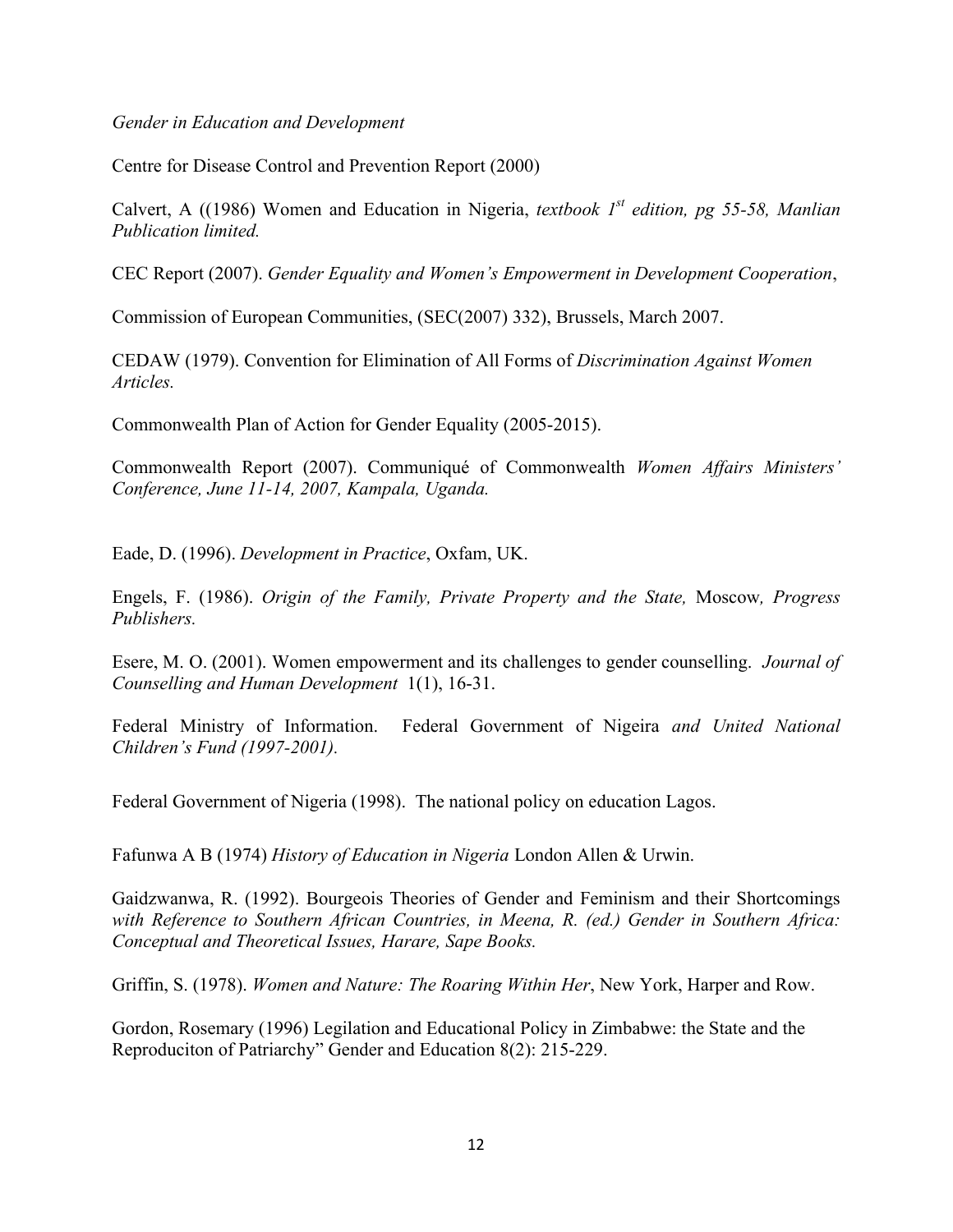Centre for Disease Control and Prevention Report (2000)

Calvert, A ((1986) Women and Education in Nigeria, *textbook 1st edition, pg 55-58, Manlian Publication limited.*

CEC Report (2007). *Gender Equality and Women's Empowerment in Development Cooperation*,

Commission of European Communities, (SEC(2007) 332), Brussels, March 2007.

CEDAW (1979). Convention for Elimination of All Forms of *Discrimination Against Women Articles.*

Commonwealth Plan of Action for Gender Equality (2005-2015).

Commonwealth Report (2007). Communiqué of Commonwealth *Women Affairs Ministers' Conference, June 11-14, 2007, Kampala, Uganda.*

Eade, D. (1996). *Development in Practice*, Oxfam, UK.

Engels, F. (1986). *Origin of the Family, Private Property and the State,* Moscow*, Progress Publishers.*

Esere, M. O. (2001). Women empowerment and its challenges to gender counselling. *Journal of Counselling and Human Development* 1(1), 16-31.

Federal Ministry of Information. Federal Government of Nigeira *and United National Children's Fund (1997-2001).*

Federal Government of Nigeria (1998). The national policy on education Lagos.

Fafunwa A B (1974) *History of Education in Nigeria* London Allen & Urwin.

Gaidzwanwa, R. (1992). Bourgeois Theories of Gender and Feminism and their Shortcomings *with Reference to Southern African Countries, in Meena, R. (ed.) Gender in Southern Africa: Conceptual and Theoretical Issues, Harare, Sape Books.*

Griffin, S. (1978). *Women and Nature: The Roaring Within Her*, New York, Harper and Row.

Gordon, Rosemary (1996) Legilation and Educational Policy in Zimbabwe: the State and the Reproduciton of Patriarchy" Gender and Education 8(2): 215-229.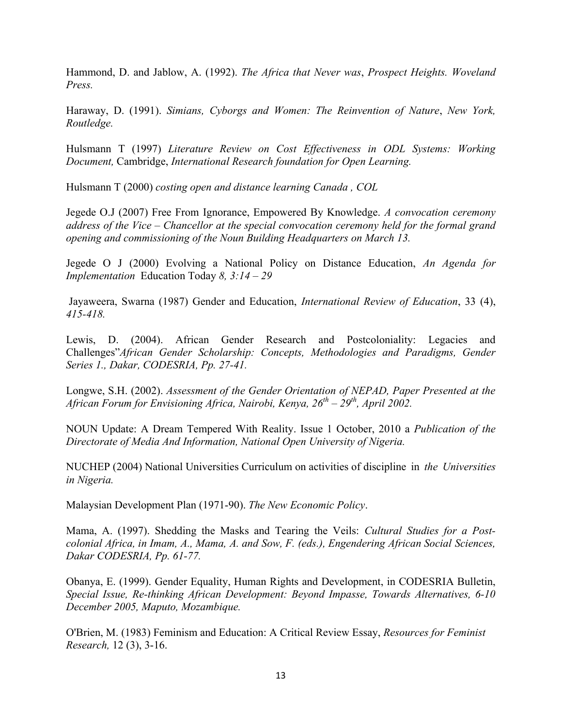Hammond, D. and Jablow, A. (1992). *The Africa that Never was*, *Prospect Heights. Woveland Press.*

Haraway, D. (1991). *Simians, Cyborgs and Women: The Reinvention of Nature*, *New York, Routledge.*

Hulsmann T (1997) *Literature Review on Cost Effectiveness in ODL Systems: Working Document,* Cambridge, *International Research foundation for Open Learning.*

Hulsmann T (2000) *costing open and distance learning Canada , COL*

Jegede O.J (2007) Free From Ignorance, Empowered By Knowledge. *A convocation ceremony address of the Vice – Chancellor at the special convocation ceremony held for the formal grand opening and commissioning of the Noun Building Headquarters on March 13.*

Jegede O J (2000) Evolving a National Policy on Distance Education, *An Agenda for Implementation* Education Today *8, 3:14 – 29*

Jayaweera, Swarna (1987) Gender and Education, *International Review of Education*, 33 (4), *415-418.*

Lewis, D. (2004). African Gender Research and Postcoloniality: Legacies and Challenges"*African Gender Scholarship: Concepts, Methodologies and Paradigms, Gender Series 1., Dakar, CODESRIA, Pp. 27-41.*

Longwe, S.H. (2002). *Assessment of the Gender Orientation of NEPAD, Paper Presented at the African Forum for Envisioning Africa, Nairobi, Kenya, 26th – 29th, April 2002.*

NOUN Update: A Dream Tempered With Reality. Issue 1 October, 2010 a *Publication of the Directorate of Media And Information, National Open University of Nigeria.*

NUCHEP (2004) National Universities Curriculum on activities of discipline in *the Universities in Nigeria.*

Malaysian Development Plan (1971-90). *The New Economic Policy*.

Mama, A. (1997). Shedding the Masks and Tearing the Veils: *Cultural Studies for a Post-colonial Africa, in Imam, A., Mama, A. and Sow, F. (eds.), Engendering African Social Sciences, Dakar CODESRIA, Pp. 61-77.*

Obanya, E. (1999). Gender Equality, Human Rights and Development, in CODESRIA Bulletin, *Special Issue, Re-thinking African Development: Beyond Impasse, Towards Alternatives, 6-10 December 2005, Maputo, Mozambique.*

O'Brien, M. (1983) Feminism and Education: A Critical Review Essay, *Resources for Feminist Research,* 12 (3), 3-16.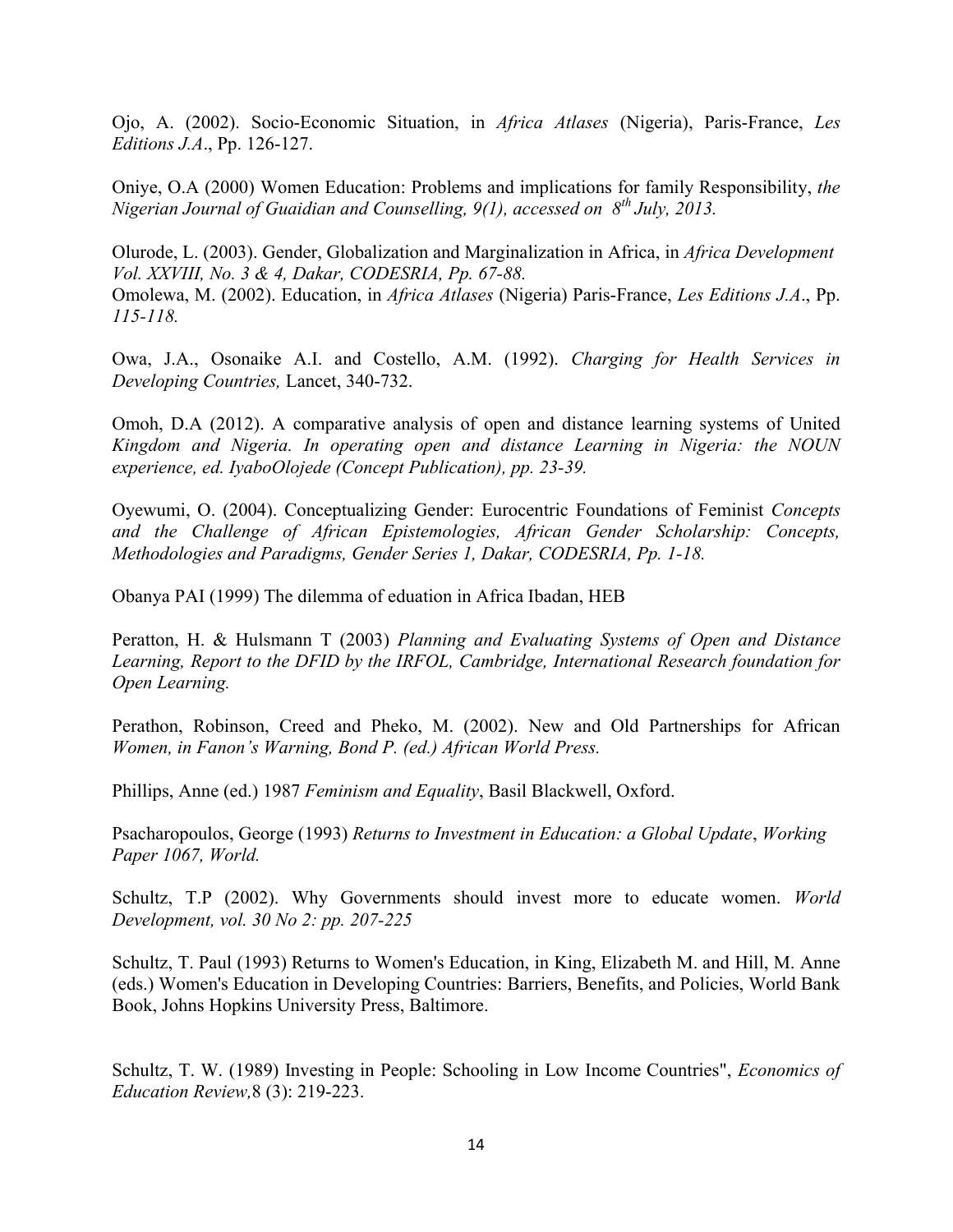Ojo, A. (2002). Socio-Economic Situation, in *Africa Atlases* (Nigeria), Paris-France, *Les Editions J.A*., Pp. 126-127.

Oniye, O.A (2000) Women Education: Problems and implications for family Responsibility, *the Nigerian Journal of Guaidian and Counselling, 9(1), accessed on 8th July, 2013.*

Olurode, L. (2003). Gender, Globalization and Marginalization in Africa, in *Africa Development Vol. XXVIII, No. 3 & 4, Dakar, CODESRIA, Pp. 67-88.*
Omolewa, M. (2002). Education, in *Africa Atlases* (Nigeria) Paris-France, *Les Editions J.A*., Pp. *115-118.*

Owa, J.A., Osonaike A.I. and Costello, A.M. (1992). *Charging for Health Services in Developing Countries,* Lancet, 340-732.

Omoh, D.A (2012). A comparative analysis of open and distance learning systems of United *Kingdom and Nigeria. In operating open and distance Learning in Nigeria: the NOUN experience, ed. IyaboOlojede (Concept Publication), pp. 23-39.*

Oyewumi, O. (2004). Conceptualizing Gender: Eurocentric Foundations of Feminist *Concepts and the Challenge of African Epistemologies, African Gender Scholarship: Concepts, Methodologies and Paradigms, Gender Series 1, Dakar, CODESRIA, Pp. 1-18.*

Obanya PAI (1999) The dilemma of eduation in Africa Ibadan, HEB

Peratton, H. & Hulsmann T (2003) *Planning and Evaluating Systems of Open and Distance Learning, Report to the DFID by the IRFOL, Cambridge, International Research foundation for Open Learning.*

Perathon, Robinson, Creed and Pheko, M. (2002). New and Old Partnerships for African *Women, in Fanon's Warning, Bond P. (ed.) African World Press.*

Phillips, Anne (ed.) 1987 *Feminism and Equality*, Basil Blackwell, Oxford.

Psacharopoulos, George (1993) *Returns to Investment in Education: a Global Update*, *Working Paper 1067, World.*

Schultz, T.P (2002). Why Governments should invest more to educate women. *World Development, vol. 30 No 2: pp. 207-225*

Schultz, T. Paul (1993) Returns to Women's Education, in King, Elizabeth M. and Hill, M. Anne (eds.) Women's Education in Developing Countries: Barriers, Benefits, and Policies, World Bank Book, Johns Hopkins University Press, Baltimore.

Schultz, T. W. (1989) Investing in People: Schooling in Low Income Countries", *Economics of Education Review,*8 (3): 219-223.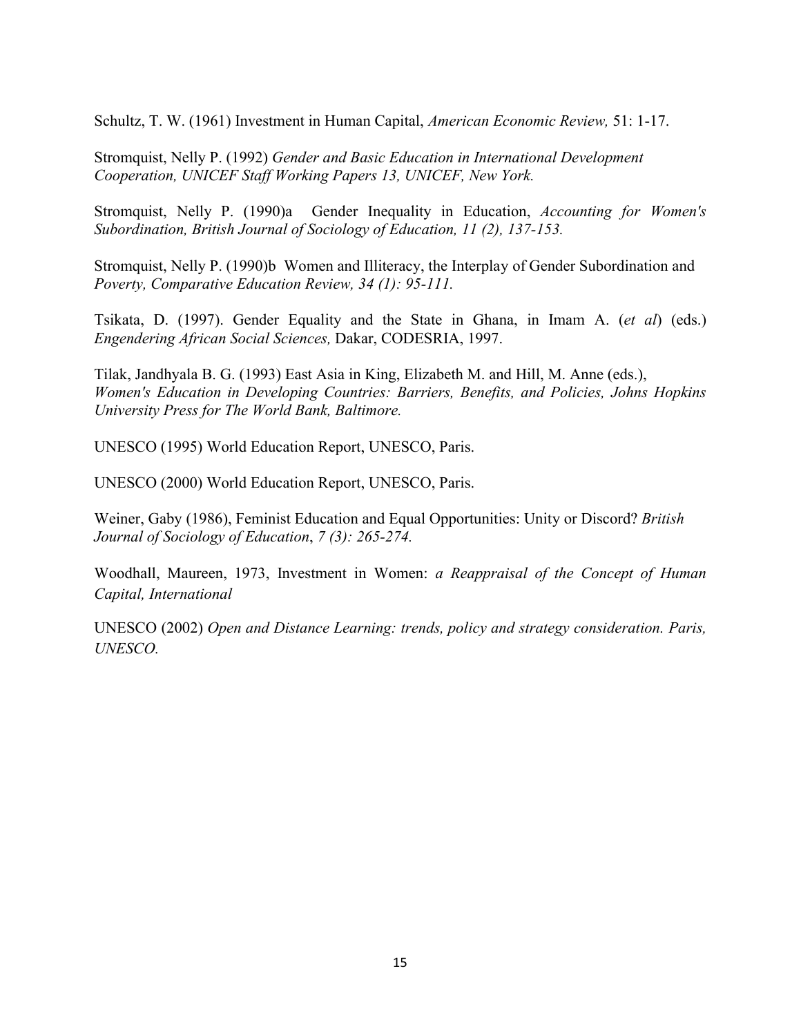Schultz, T. W. (1961) Investment in Human Capital, *American Economic Review,* 51: 1-17.

Stromquist, Nelly P. (1992) *Gender and Basic Education in International Development Cooperation, UNICEF Staff Working Papers 13, UNICEF, New York.*

Stromquist, Nelly P. (1990)a Gender Inequality in Education, *Accounting for Women's Subordination, British Journal of Sociology of Education, 11 (2), 137-153.*

Stromquist, Nelly P. (1990)b Women and Illiteracy, the Interplay of Gender Subordination and *Poverty, Comparative Education Review, 34 (1): 95-111.*

Tsikata, D. (1997). Gender Equality and the State in Ghana, in Imam A. (*et al*) (eds.) *Engendering African Social Sciences,* Dakar, CODESRIA, 1997.

Tilak, Jandhyala B. G. (1993) East Asia in King, Elizabeth M. and Hill, M. Anne (eds.), *Women's Education in Developing Countries: Barriers, Benefits, and Policies, Johns Hopkins University Press for The World Bank, Baltimore.*

UNESCO (1995) World Education Report, UNESCO, Paris.

UNESCO (2000) World Education Report, UNESCO, Paris.

Weiner, Gaby (1986), Feminist Education and Equal Opportunities: Unity or Discord? *British Journal of Sociology of Education*, *7 (3): 265-274.*

Woodhall, Maureen, 1973, Investment in Women: *a Reappraisal of the Concept of Human Capital, International*

UNESCO (2002) *Open and Distance Learning: trends, policy and strategy consideration. Paris, UNESCO.*